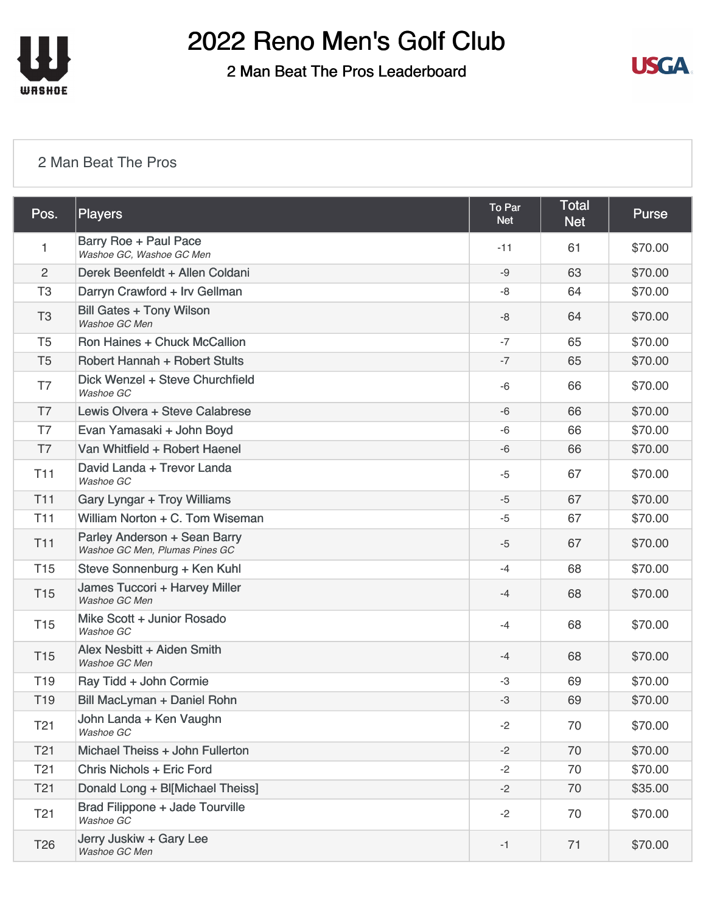# 2022 Reno Men's Golf Club

## 2 Man Beat The Pros Leaderboard

### 2 Man Beat The Pros

| Pos. | Players | To Par Net | Total Net | Purse |
|---|---|---|---|---|
| 1 | Barry Roe + Paul Pace<br>*Washoe GC, Washoe GC Men* | -11 | 61 | $70.00 |
| 2 | Derek Beenfeldt + Allen Coldani | -9 | 63 | $70.00 |
| T3 | Darryn Crawford + Irv Gellman | -8 | 64 | $70.00 |
| T3 | Bill Gates + Tony Wilson<br>*Washoe GC Men* | -8 | 64 | $70.00 |
| T5 | Ron Haines + Chuck McCallion | -7 | 65 | $70.00 |
| T5 | Robert Hannah + Robert Stults | -7 | 65 | $70.00 |
| T7 | Dick Wenzel + Steve Churchfield<br>*Washoe GC* | -6 | 66 | $70.00 |
| T7 | Lewis Olvera + Steve Calabrese | -6 | 66 | $70.00 |
| T7 | Evan Yamasaki + John Boyd | -6 | 66 | $70.00 |
| T7 | Van Whitfield + Robert Haenel | -6 | 66 | $70.00 |
| T11 | David Landa + Trevor Landa<br>*Washoe GC* | -5 | 67 | $70.00 |
| T11 | Gary Lyngar + Troy Williams | -5 | 67 | $70.00 |
| T11 | William Norton + C. Tom Wiseman | -5 | 67 | $70.00 |
| T11 | Parley Anderson + Sean Barry<br>*Washoe GC Men, Plumas Pines GC* | -5 | 67 | $70.00 |
| T15 | Steve Sonnenburg + Ken Kuhl | -4 | 68 | $70.00 |
| T15 | James Tuccori + Harvey Miller<br>*Washoe GC Men* | -4 | 68 | $70.00 |
| T15 | Mike Scott + Junior Rosado<br>*Washoe GC* | -4 | 68 | $70.00 |
| T15 | Alex Nesbitt + Aiden Smith<br>*Washoe GC Men* | -4 | 68 | $70.00 |
| T19 | Ray Tidd + John Cormie | -3 | 69 | $70.00 |
| T19 | Bill MacLyman + Daniel Rohn | -3 | 69 | $70.00 |
| T21 | John Landa + Ken Vaughn<br>*Washoe GC* | -2 | 70 | $70.00 |
| T21 | Michael Theiss + John Fullerton | -2 | 70 | $70.00 |
| T21 | Chris Nichols + Eric Ford | -2 | 70 | $70.00 |
| T21 | Donald Long + Bl[Michael Theiss] | -2 | 70 | $35.00 |
| T21 | Brad Filippone + Jade Tourville<br>*Washoe GC* | -2 | 70 | $70.00 |
| T26 | Jerry Juskiw + Gary Lee<br>*Washoe GC Men* | -1 | 71 | $70.00 |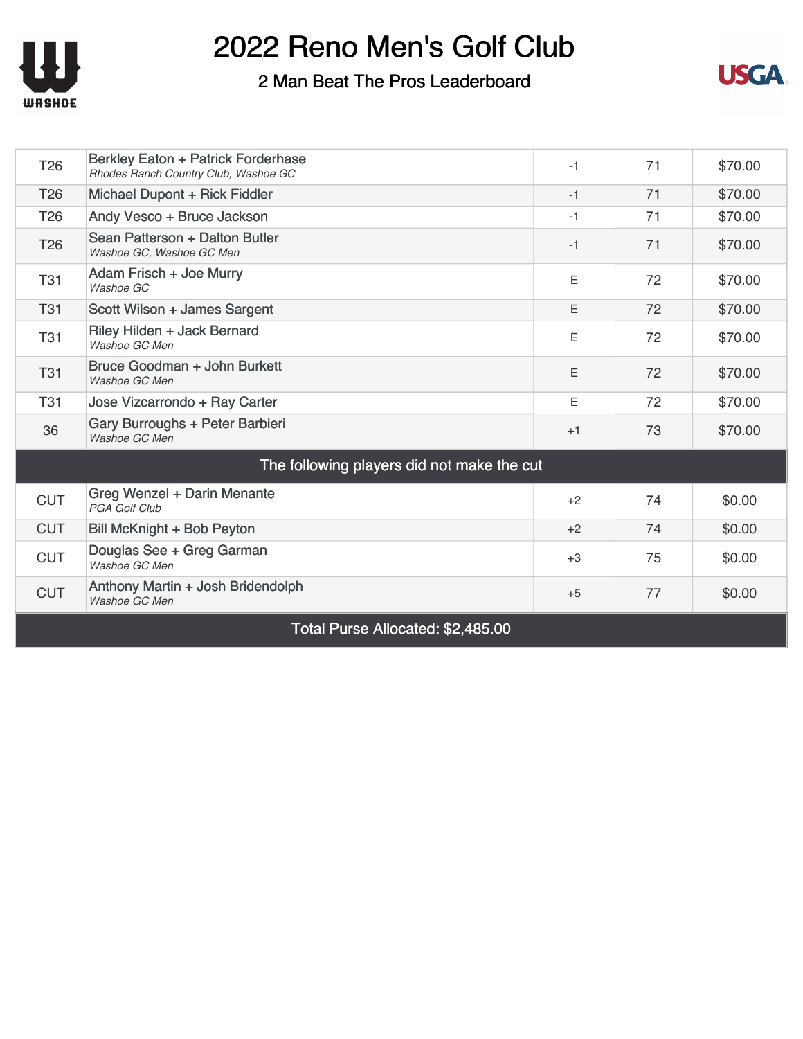# 2022 Reno Men's Golf Club

## 2 Man Beat The Pros Leaderboard

| | | | | |
|---|---|---|---|---|
| T26 | Berkley Eaton + Patrick Forderhase<br>*Rhodes Ranch Country Club, Washoe GC* | -1 | 71 | $70.00 |
| T26 | Michael Dupont + Rick Fiddler | -1 | 71 | $70.00 |
| T26 | Andy Vesco + Bruce Jackson | -1 | 71 | $70.00 |
| T26 | Sean Patterson + Dalton Butler<br>*Washoe GC, Washoe GC Men* | -1 | 71 | $70.00 |
| T31 | Adam Frisch + Joe Murry<br>*Washoe GC* | E | 72 | $70.00 |
| T31 | Scott Wilson + James Sargent | E | 72 | $70.00 |
| T31 | Riley Hilden + Jack Bernard<br>*Washoe GC Men* | E | 72 | $70.00 |
| T31 | Bruce Goodman + John Burkett<br>*Washoe GC Men* | E | 72 | $70.00 |
| T31 | Jose Vizcarrondo + Ray Carter | E | 72 | $70.00 |
| 36 | Gary Burroughs + Peter Barbieri<br>*Washoe GC Men* | +1 | 73 | $70.00 |
| **The following players did not make the cut** | | | | |
| CUT | Greg Wenzel + Darin Menante<br>*PGA Golf Club* | +2 | 74 | $0.00 |
| CUT | Bill McKnight + Bob Peyton | +2 | 74 | $0.00 |
| CUT | Douglas See + Greg Garman<br>*Washoe GC Men* | +3 | 75 | $0.00 |
| CUT | Anthony Martin + Josh Bridendolph<br>*Washoe GC Men* | +5 | 77 | $0.00 |

**Total Purse Allocated: $2,485.00**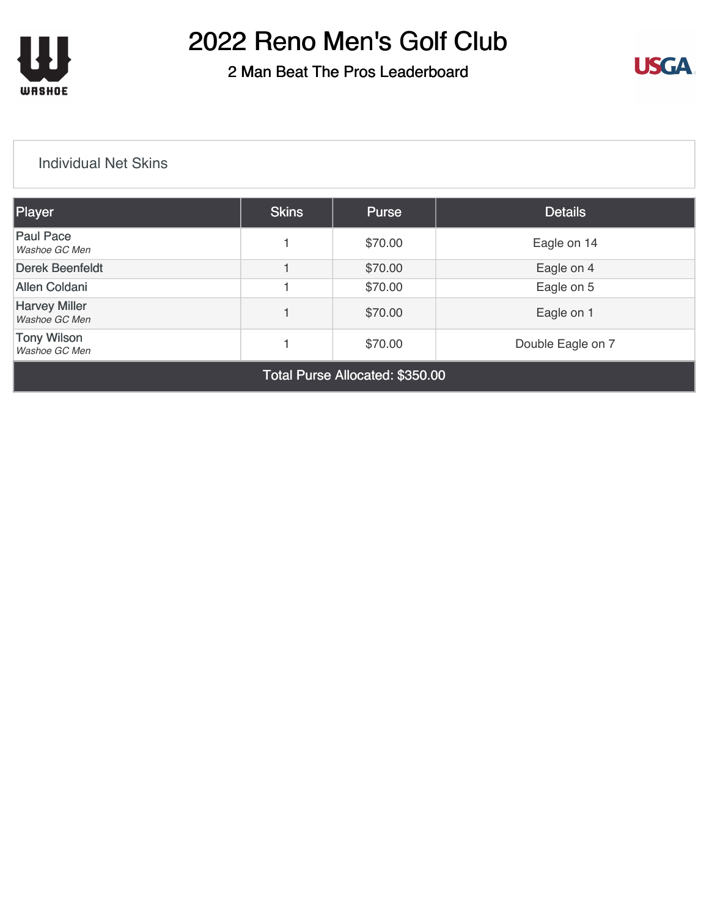# 2022 Reno Men's Golf Club

## 2 Man Beat The Pros Leaderboard

### Individual Net Skins

| Player | Skins | Purse | Details |
|---|---|---|---|
| Paul Pace<br>*Washoe GC Men* | 1 | $70.00 | Eagle on 14 |
| Derek Beenfeldt | 1 | $70.00 | Eagle on 4 |
| Allen Coldani | 1 | $70.00 | Eagle on 5 |
| Harvey Miller<br>*Washoe GC Men* | 1 | $70.00 | Eagle on 1 |
| Tony Wilson<br>*Washoe GC Men* | 1 | $70.00 | Double Eagle on 7 |
| Total Purse Allocated: $350.00 | | | |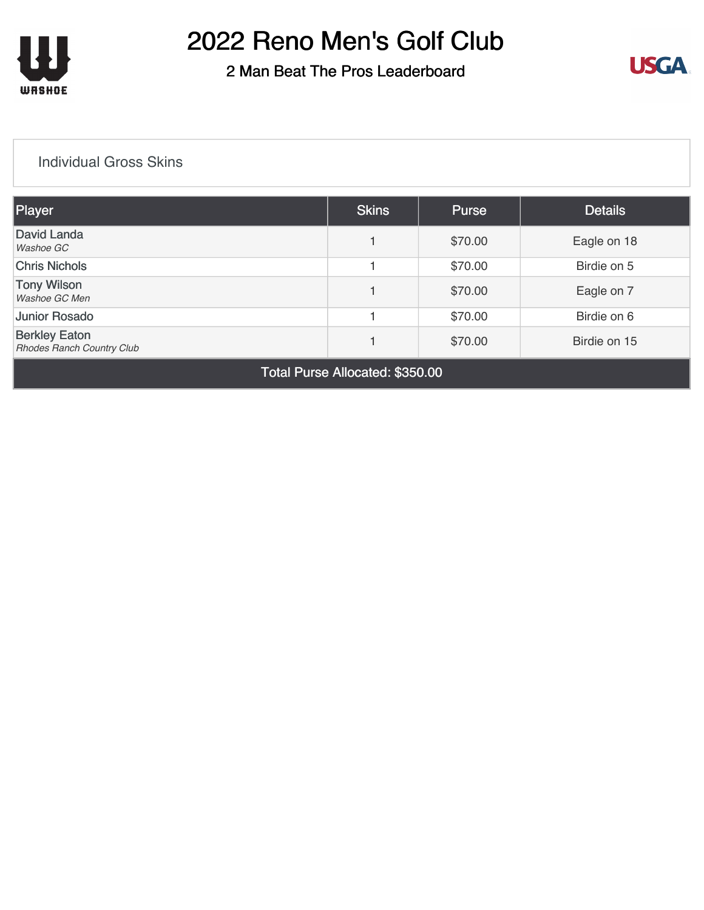# 2022 Reno Men's Golf Club

## 2 Man Beat The Pros Leaderboard

### Individual Gross Skins

| Player | Skins | Purse | Details |
|---|---|---|---|
| David Landa<br>*Washoe GC* | 1 | $70.00 | Eagle on 18 |
| Chris Nichols | 1 | $70.00 | Birdie on 5 |
| Tony Wilson<br>*Washoe GC Men* | 1 | $70.00 | Eagle on 7 |
| Junior Rosado | 1 | $70.00 | Birdie on 6 |
| Berkley Eaton<br>*Rhodes Ranch Country Club* | 1 | $70.00 | Birdie on 15 |
| Total Purse Allocated: $350.00 | | | |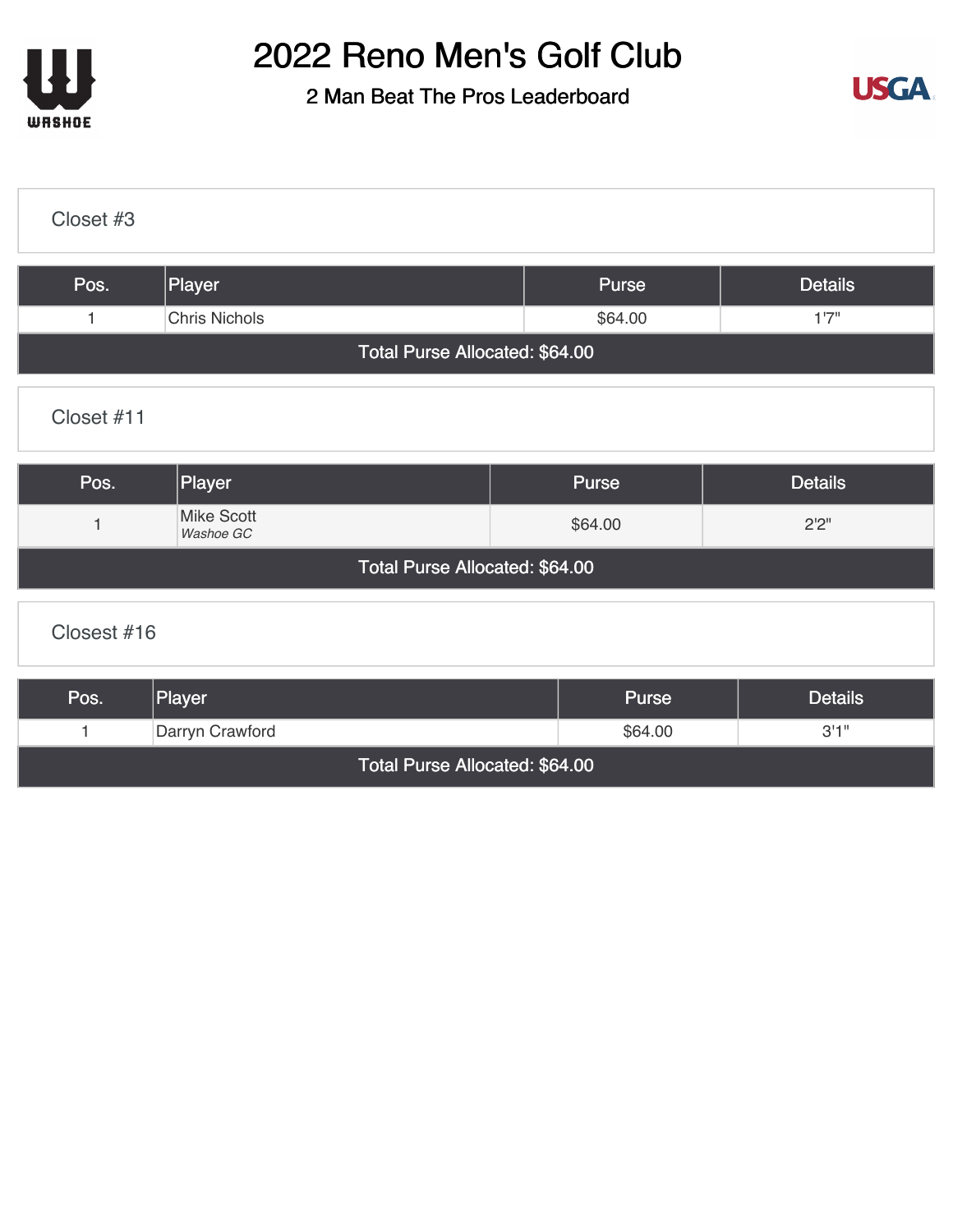# 2022 Reno Men's Golf Club

## 2 Man Beat The Pros Leaderboard

### Closet #3

| Pos. | Player | Purse | Details |
|---|---|---|---|
| 1 | Chris Nichols | $64.00 | 1'7" |
| Total Purse Allocated: $64.00 | | | |

### Closet #11

| Pos. | Player | Purse | Details |
|---|---|---|---|
| 1 | Mike Scott *Washoe GC* | $64.00 | 2'2" |
| Total Purse Allocated: $64.00 | | | |

### Closest #16

| Pos. | Player | Purse | Details |
|---|---|---|---|
| 1 | Darryn Crawford | $64.00 | 3'1" |
| Total Purse Allocated: $64.00 | | | |